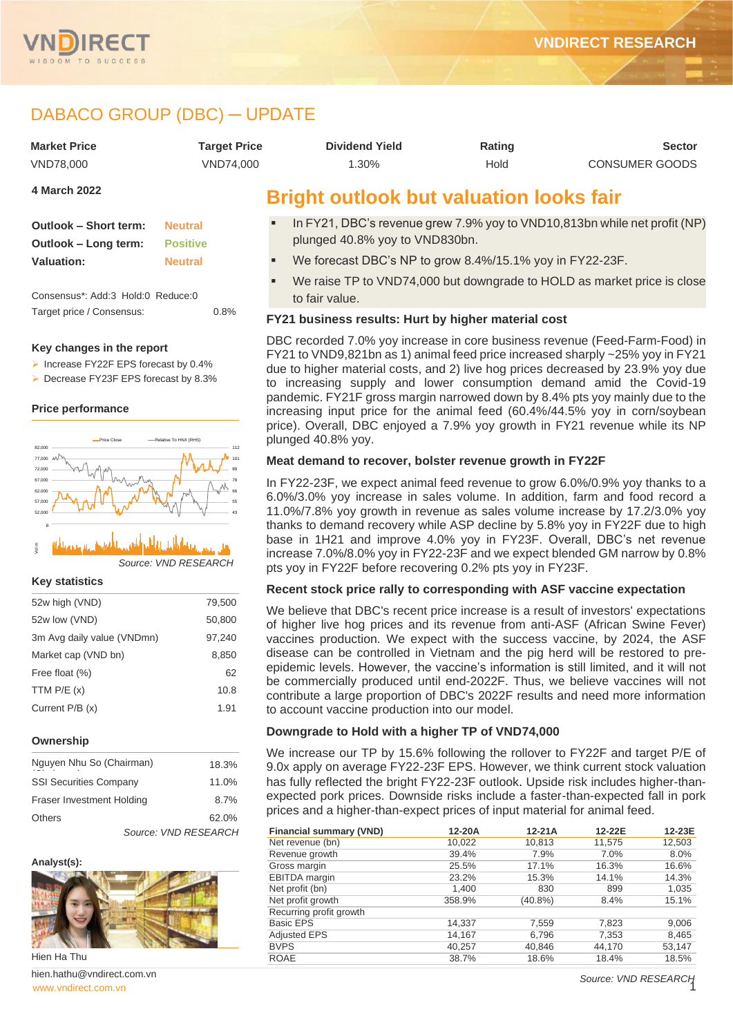# DABACO GROUP (DBC) ─ UPDATE

| Market Price | Target Price | Dividend Yield | Rating | Sector |
|---|---|---|---|---|
| VND78,000 | VND74,000 | 1.30% | Hold | CONSUMER GOODS |

**4 March 2022**

| | |
|---|---|
| **Outlook – Short term:** | Neutral |
| **Outlook – Long term:** | Positive |
| **Valuation:** | Neutral |

Consensus*: Add:3 Hold:0 Reduce:0

Target price / Consensus: 0.8%

### Key changes in the report

- Increase FY22F EPS forecast by 0.4%
- Decrease FY23F EPS forecast by 8.3%

### Price performance

*Source: VND RESEARCH*

### Key statistics

| | |
|---|---|
| 52w high (VND) | 79,500 |
| 52w low (VND) | 50,800 |
| 3m Avg daily value (VNDmn) | 97,240 |
| Market cap (VND bn) | 8,850 |
| Free float (%) | 62 |
| TTM P/E (x) | 10.8 |
| Current P/B (x) | 1.91 |

### Ownership

| | |
|---|---|
| Nguyen Nhu So (Chairman) | 18.3% |
| SSI Securities Company | 11.0% |
| Fraser Investment Holding | 8.7% |
| Others | 62.0% |

*Source: VND RESEARCH*

**Analyst(s):**

Hien Ha Thu

hien.hathu@vndirect.com.vn

## Bright outlook but valuation looks fair

- In FY21, DBC's revenue grew 7.9% yoy to VND10,813bn while net profit (NP) plunged 40.8% yoy to VND830bn.
- We forecast DBC's NP to grow 8.4%/15.1% yoy in FY22-23F.
- We raise TP to VND74,000 but downgrade to HOLD as market price is close to fair value.

### FY21 business results: Hurt by higher material cost

DBC recorded 7.0% yoy increase in core business revenue (Feed-Farm-Food) in FY21 to VND9,821bn as 1) animal feed price increased sharply ~25% yoy in FY21 due to higher material costs, and 2) live hog prices decreased by 23.9% yoy due to increasing supply and lower consumption demand amid the Covid-19 pandemic. FY21F gross margin narrowed down by 8.4% pts yoy mainly due to the increasing input price for the animal feed (60.4%/44.5% yoy in corn/soybean price). Overall, DBC enjoyed a 7.9% yoy growth in FY21 revenue while its NP plunged 40.8% yoy.

### Meat demand to recover, bolster revenue growth in FY22F

In FY22-23F, we expect animal feed revenue to grow 6.0%/0.9% yoy thanks to a 6.0%/3.0% yoy increase in sales volume. In addition, farm and food record a 11.0%/7.8% yoy growth in revenue as sales volume increase by 17.2/3.0% yoy thanks to demand recovery while ASP decline by 5.8% yoy in FY22F due to high base in 1H21 and improve 4.0% yoy in FY23F. Overall, DBC's net revenue increase 7.0%/8.0% yoy in FY22-23F and we expect blended GM narrow by 0.8% pts yoy in FY22F before recovering 0.2% pts yoy in FY23F.

### Recent stock price rally to corresponding with ASF vaccine expectation

We believe that DBC's recent price increase is a result of investors' expectations of higher live hog prices and its revenue from anti-ASF (African Swine Fever) vaccines production. We expect with the success vaccine, by 2024, the ASF disease can be controlled in Vietnam and the pig herd will be restored to pre-epidemic levels. However, the vaccine's information is still limited, and it will not be commercially produced until end-2022F. Thus, we believe vaccines will not contribute a large proportion of DBC's 2022F results and need more information to account vaccine production into our model.

### Downgrade to Hold with a higher TP of VND74,000

We increase our TP by 15.6% following the rollover to FY22F and target P/E of 9.0x apply on average FY22-23F EPS. However, we think current stock valuation has fully reflected the bright FY22-23F outlook. Upside risk includes higher-than-expected pork prices. Downside risks include a faster-than-expected fall in pork prices and a higher-than-expect prices of input material for animal feed.

| Financial summary (VND) | 12-20A | 12-21A | 12-22E | 12-23E |
|---|---|---|---|---|
| Net revenue (bn) | 10,022 | 10,813 | 11,575 | 12,503 |
| Revenue growth | 39.4% | 7.9% | 7.0% | 8.0% |
| Gross margin | 25.5% | 17.1% | 16.3% | 16.6% |
| EBITDA margin | 23.2% | 15.3% | 14.1% | 14.3% |
| Net profit (bn) | 1,400 | 830 | 899 | 1,035 |
| Net profit growth | 358.9% | (40.8%) | 8.4% | 15.1% |
| Recurring profit growth | | | | |
| Basic EPS | 14,337 | 7,559 | 7,823 | 9,006 |
| Adjusted EPS | 14,167 | 6,796 | 7,353 | 8,465 |
| BVPS | 40,257 | 40,846 | 44,170 | 53,147 |
| ROAE | 38.7% | 18.6% | 18.4% | 18.5% |

*Source: VND RESEARCH*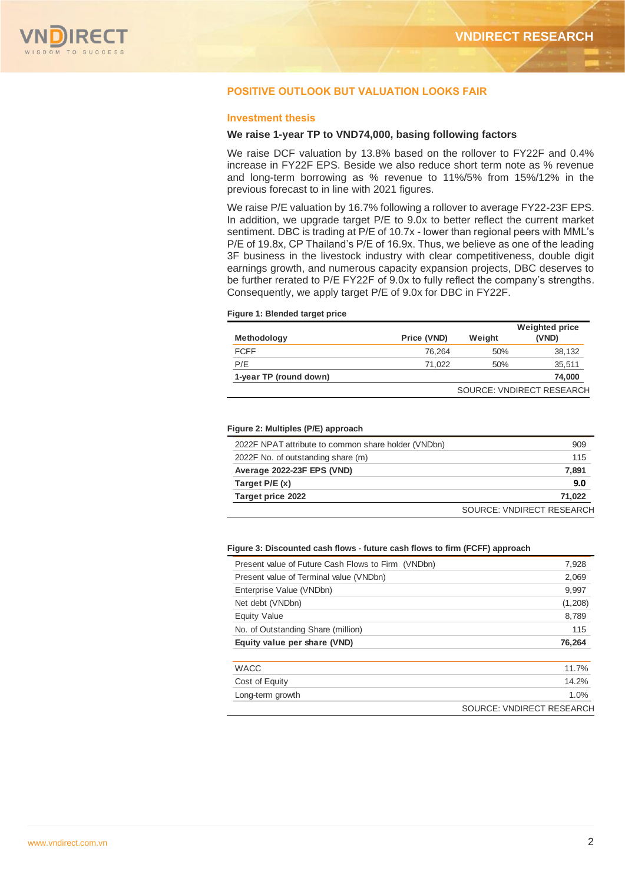## POSITIVE OUTLOOK BUT VALUATION LOOKS FAIR

### Investment thesis

**We raise 1-year TP to VND74,000, basing following factors**

We raise DCF valuation by 13.8% based on the rollover to FY22F and 0.4% increase in FY22F EPS. Beside we also reduce short term note as % revenue and long-term borrowing as % revenue to 11%/5% from 15%/12% in the previous forecast to in line with 2021 figures.

We raise P/E valuation by 16.7% following a rollover to average FY22-23F EPS. In addition, we upgrade target P/E to 9.0x to better reflect the current market sentiment. DBC is trading at P/E of 10.7x - lower than regional peers with MML's P/E of 19.8x, CP Thailand's P/E of 16.9x. Thus, we believe as one of the leading 3F business in the livestock industry with clear competitiveness, double digit earnings growth, and numerous capacity expansion projects, DBC deserves to be further rerated to P/E FY22F of 9.0x to fully reflect the company's strengths. Consequently, we apply target P/E of 9.0x for DBC in FY22F.

**Figure 1: Blended target price**

| Methodology | Price (VND) | Weight | Weighted price (VND) |
|---|---|---|---|
| FCFF | 76,264 | 50% | 38,132 |
| P/E | 71,022 | 50% | 35,511 |
| **1-year TP (round down)** | | | **74,000** |

SOURCE: VNDIRECT RESEARCH

**Figure 2: Multiples (P/E) approach**

| | |
|---|---|
| 2022F NPAT attribute to common share holder (VNDbn) | 909 |
| 2022F No. of outstanding share (m) | 115 |
| **Average 2022-23F EPS (VND)** | **7,891** |
| **Target P/E (x)** | **9.0** |
| **Target price 2022** | **71,022** |

SOURCE: VNDIRECT RESEARCH

**Figure 3: Discounted cash flows - future cash flows to firm (FCFF) approach**

| | |
|---|---|
| Present value of Future Cash Flows to Firm (VNDbn) | 7,928 |
| Present value of Terminal value (VNDbn) | 2,069 |
| Enterprise Value (VNDbn) | 9,997 |
| Net debt (VNDbn) | (1,208) |
| Equity Value | 8,789 |
| No. of Outstanding Share (million) | 115 |
| **Equity value per share (VND)** | **76,264** |
| | |
| WACC | 11.7% |
| Cost of Equity | 14.2% |
| Long-term growth | 1.0% |

SOURCE: VNDIRECT RESEARCH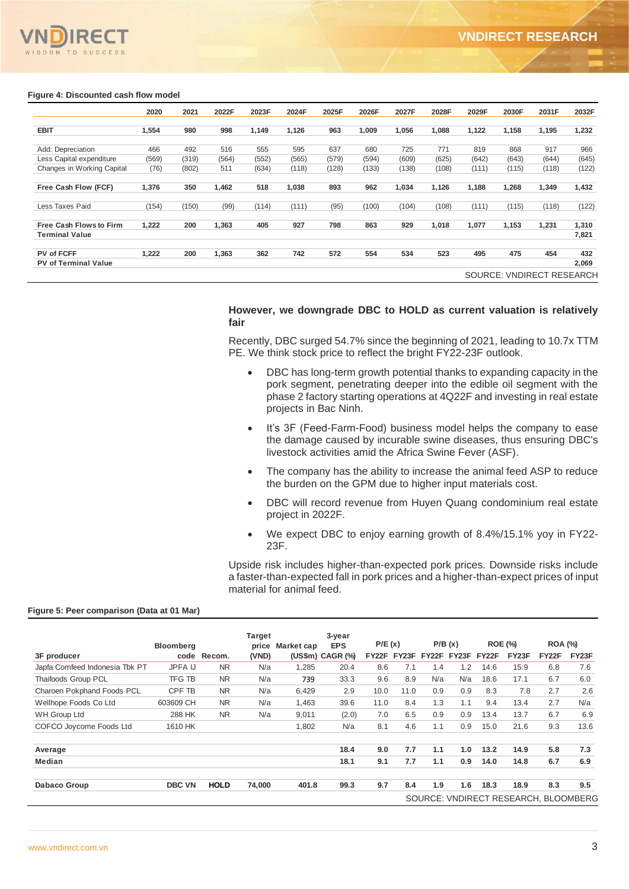**Figure 4: Discounted cash flow model**

| | 2020 | 2021 | 2022F | 2023F | 2024F | 2025F | 2026F | 2027F | 2028F | 2029F | 2030F | 2031F | 2032F |
|---|---|---|---|---|---|---|---|---|---|---|---|---|---|
| **EBIT** | 1,554 | 980 | 998 | 1,149 | 1,126 | 963 | 1,009 | 1,056 | 1,088 | 1,122 | 1,158 | 1,195 | 1,232 |
| Add: Depreciation | 466 | 492 | 516 | 555 | 595 | 637 | 680 | 725 | 771 | 819 | 868 | 917 | 966 |
| Less Capital expenditure | (569) | (319) | (564) | (552) | (565) | (579) | (594) | (609) | (625) | (642) | (643) | (644) | (645) |
| Changes in Working Capital | (76) | (802) | 511 | (634) | (118) | (128) | (133) | (138) | (108) | (111) | (115) | (118) | (122) |
| **Free Cash Flow (FCF)** | 1,376 | 350 | 1,462 | 518 | 1,038 | 893 | 962 | 1,034 | 1,126 | 1,188 | 1,268 | 1,349 | 1,432 |
| Less Taxes Paid | (154) | (150) | (99) | (114) | (111) | (95) | (100) | (104) | (108) | (111) | (115) | (118) | (122) |
| **Free Cash Flows to Firm** | 1,222 | 200 | 1,363 | 405 | 927 | 798 | 863 | 929 | 1,018 | 1,077 | 1,153 | 1,231 | 1,310 |
| **Terminal Value** | | | | | | | | | | | | | 7,821 |
| **PV of FCFF** | 1,222 | 200 | 1,363 | 362 | 742 | 572 | 554 | 534 | 523 | 495 | 475 | 454 | 432 |
| **PV of Terminal Value** | | | | | | | | | | | | | 2,069 |

SOURCE: VNDIRECT RESEARCH

**However, we downgrade DBC to HOLD as current valuation is relatively fair**

Recently, DBC surged 54.7% since the beginning of 2021, leading to 10.7x TTM PE. We think stock price to reflect the bright FY22-23F outlook.

- DBC has long-term growth potential thanks to expanding capacity in the pork segment, penetrating deeper into the edible oil segment with the phase 2 factory starting operations at 4Q22F and investing in real estate projects in Bac Ninh.
- It's 3F (Feed-Farm-Food) business model helps the company to ease the damage caused by incurable swine diseases, thus ensuring DBC's livestock activities amid the Africa Swine Fever (ASF).
- The company has the ability to increase the animal feed ASP to reduce the burden on the GPM due to higher input materials cost.
- DBC will record revenue from Huyen Quang condominium real estate project in 2022F.
- We expect DBC to enjoy earning growth of 8.4%/15.1% yoy in FY22-23F.

Upside risk includes higher-than-expected pork prices. Downside risks include a faster-than-expected fall in pork prices and a higher-than-expect prices of input material for animal feed.

**Figure 5: Peer comparison (Data at 01 Mar)**

| 3F producer | Bloomberg code | Recom. | Target price (VND) | Market cap (US$m) | 3-year EPS CAGR (%) | P/E (x) | | P/B (x) | | ROE (%) | | ROA (%) | |
|---|---|---|---|---|---|---|---|---|---|---|---|---|---|
| | | | | | | FY22F | FY23F | FY22F | FY23F | FY22F | FY23F | FY22F | FY23F |
| Japfa Comfeed Indonesia Tbk PT | JPFA IJ | NR | N/a | 1,285 | 20.4 | 8.6 | 7.1 | 1.4 | 1.2 | 14.6 | 15.9 | 6.8 | 7.6 |
| Thaifoods Group PCL | TFG TB | NR | N/a | 739 | 33.3 | 9.6 | 8.9 | N/a | N/a | 18.6 | 17.1 | 6.7 | 6.0 |
| Charoen Pokphand Foods PCL | CPF TB | NR | N/a | 6,429 | 2.9 | 10.0 | 11.0 | 0.9 | 0.9 | 8.3 | 7.8 | 2.7 | 2.6 |
| Wellhope Foods Co Ltd | 603609 CH | NR | N/a | 1,463 | 39.6 | 11.0 | 8.4 | 1.3 | 1.1 | 9.4 | 13.4 | 2.7 | N/a |
| WH Group Ltd | 288 HK | NR | N/a | 9,011 | (2.0) | 7.0 | 6.5 | 0.9 | 0.9 | 13.4 | 13.7 | 6.7 | 6.9 |
| COFCO Joycome Foods Ltd | 1610 HK | | | 1,802 | N/a | 8.1 | 4.6 | 1.1 | 0.9 | 15.0 | 21.6 | 9.3 | 13.6 |
| **Average** | | | | | **18.4** | **9.0** | **7.7** | **1.1** | **1.0** | **13.2** | **14.9** | **5.8** | **7.3** |
| **Median** | | | | | **18.1** | **9.1** | **7.7** | **1.1** | **0.9** | **14.0** | **14.8** | **6.7** | **6.9** |
| **Dabaco Group** | **DBC VN** | **HOLD** | **74,000** | **401.8** | **99.3** | **9.7** | **8.4** | **1.9** | **1.6** | **18.3** | **18.9** | **8.3** | **9.5** |

SOURCE: VNDIRECT RESEARCH, BLOOMBERG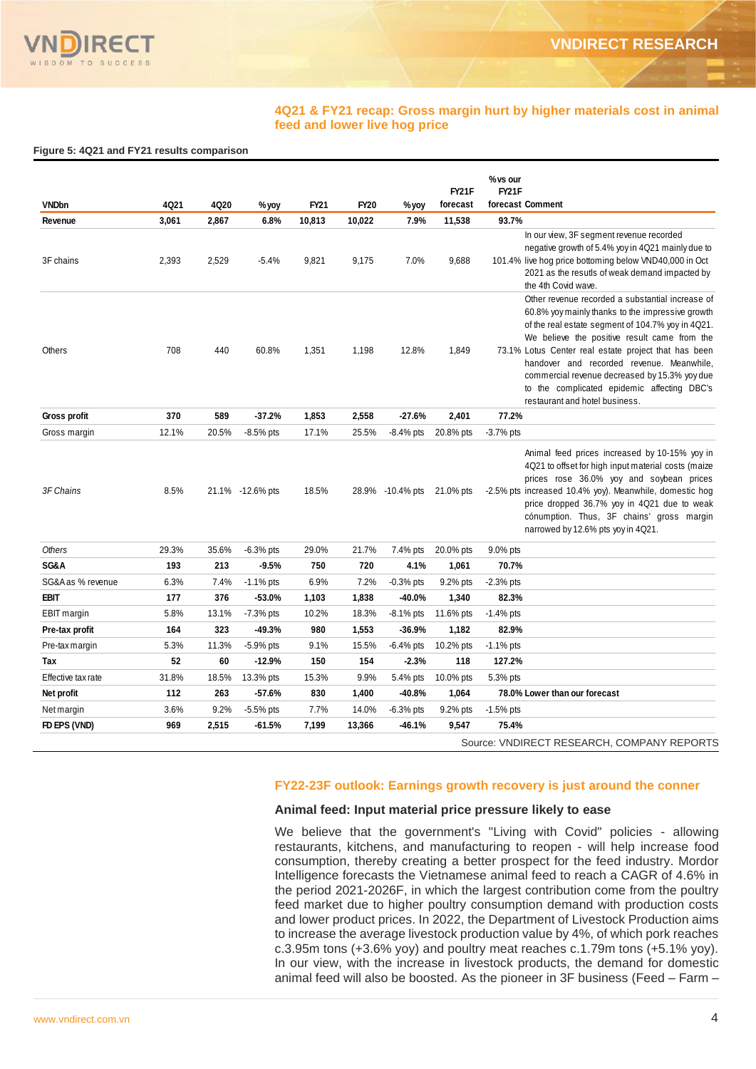## 4Q21 & FY21 recap: Gross margin hurt by higher materials cost in animal feed and lower live hog price

**Figure 5: 4Q21 and FY21 results comparison**

| VNDbn | 4Q21 | 4Q20 | %yoy | FY21 | FY20 | %yoy | FY21F forecast | %vs our FY21F forecast | Comment |
|---|---|---|---|---|---|---|---|---|---|
| **Revenue** | **3,061** | **2,867** | **6.8%** | **10,813** | **10,022** | **7.9%** | **11,538** | **93.7%** | |
| 3F chains | 2,393 | 2,529 | -5.4% | 9,821 | 9,175 | 7.0% | 9,688 | 101.4% | In our view, 3F segment revenue recorded negative growth of 5.4% yoy in 4Q21 mainly due to live hog price bottoming below VND40,000 in Oct 2021 as the resutls of weak demand impacted by the 4th Covid wave. |
| Others | 708 | 440 | 60.8% | 1,351 | 1,198 | 12.8% | 1,849 | 73.1% | Other revenue recorded a substantial increase of 60.8% yoy mainly thanks to the impressive growth of the real estate segment of 104.7% yoy in 4Q21. We believe the positive result came from the Lotus Center real estate project that has been handover and recorded revenue. Meanwhile, commercial revenue decreased by 15.3% yoy due to the complicated epidemic affecting DBC's restaurant and hotel business. |
| **Gross profit** | **370** | **589** | **-37.2%** | **1,853** | **2,558** | **-27.6%** | **2,401** | **77.2%** | |
| Gross margin | 12.1% | 20.5% | -8.5% pts | 17.1% | 25.5% | -8.4% pts | 20.8% pts | -3.7% pts | |
| *3F Chains* | 8.5% | 21.1% | -12.6% pts | 18.5% | 28.9% | -10.4% pts | 21.0% pts | -2.5% pts | Animal feed prices increased by 10-15% yoy in 4Q21 to offset for high input material costs (maize prices rose 36.0% yoy and soybean prices increased 10.4% yoy). Meanwhile, domestic hog price dropped 36.7% yoy in 4Q21 due to weak cónumption. Thus, 3F chains' gross margin narrowed by 12.6% pts yoy in 4Q21. |
| *Others* | 29.3% | 35.6% | -6.3% pts | 29.0% | 21.7% | 7.4% pts | 20.0% pts | 9.0% pts | |
| **SG&A** | **193** | **213** | **-9.5%** | **750** | **720** | **4.1%** | **1,061** | **70.7%** | |
| SG&A as % revenue | 6.3% | 7.4% | -1.1% pts | 6.9% | 7.2% | -0.3% pts | 9.2% pts | -2.3% pts | |
| **EBIT** | **177** | **376** | **-53.0%** | **1,103** | **1,838** | **-40.0%** | **1,340** | **82.3%** | |
| EBIT margin | 5.8% | 13.1% | -7.3% pts | 10.2% | 18.3% | -8.1% pts | 11.6% pts | -1.4% pts | |
| **Pre-tax profit** | **164** | **323** | **-49.3%** | **980** | **1,553** | **-36.9%** | **1,182** | **82.9%** | |
| Pre-tax margin | 5.3% | 11.3% | -5.9% pts | 9.1% | 15.5% | -6.4% pts | 10.2% pts | -1.1% pts | |
| **Tax** | **52** | **60** | **-12.9%** | **150** | **154** | **-2.3%** | **118** | **127.2%** | |
| Effective tax rate | 31.8% | 18.5% | 13.3% pts | 15.3% | 9.9% | 5.4% pts | 10.0% pts | 5.3% pts | |
| **Net profit** | **112** | **263** | **-57.6%** | **830** | **1,400** | **-40.8%** | **1,064** | **78.0%** | **Lower than our forecast** |
| Net margin | 3.6% | 9.2% | -5.5% pts | 7.7% | 14.0% | -6.3% pts | 9.2% pts | -1.5% pts | |
| **FD EPS (VND)** | **969** | **2,515** | **-61.5%** | **7,199** | **13,366** | **-46.1%** | **9,547** | **75.4%** | |

Source: VNDIRECT RESEARCH, COMPANY REPORTS

## FY22-23F outlook: Earnings growth recovery is just around the conner

### Animal feed: Input material price pressure likely to ease

We believe that the government's "Living with Covid" policies - allowing restaurants, kitchens, and manufacturing to reopen - will help increase food consumption, thereby creating a better prospect for the feed industry. Mordor Intelligence forecasts the Vietnamese animal feed to reach a CAGR of 4.6% in the period 2021-2026F, in which the largest contribution come from the poultry feed market due to higher poultry consumption demand with production costs and lower product prices. In 2022, the Department of Livestock Production aims to increase the average livestock production value by 4%, of which pork reaches c.3.95m tons (+3.6% yoy) and poultry meat reaches c.1.79m tons (+5.1% yoy). In our view, with the increase in livestock products, the demand for domestic animal feed will also be boosted. As the pioneer in 3F business (Feed – Farm –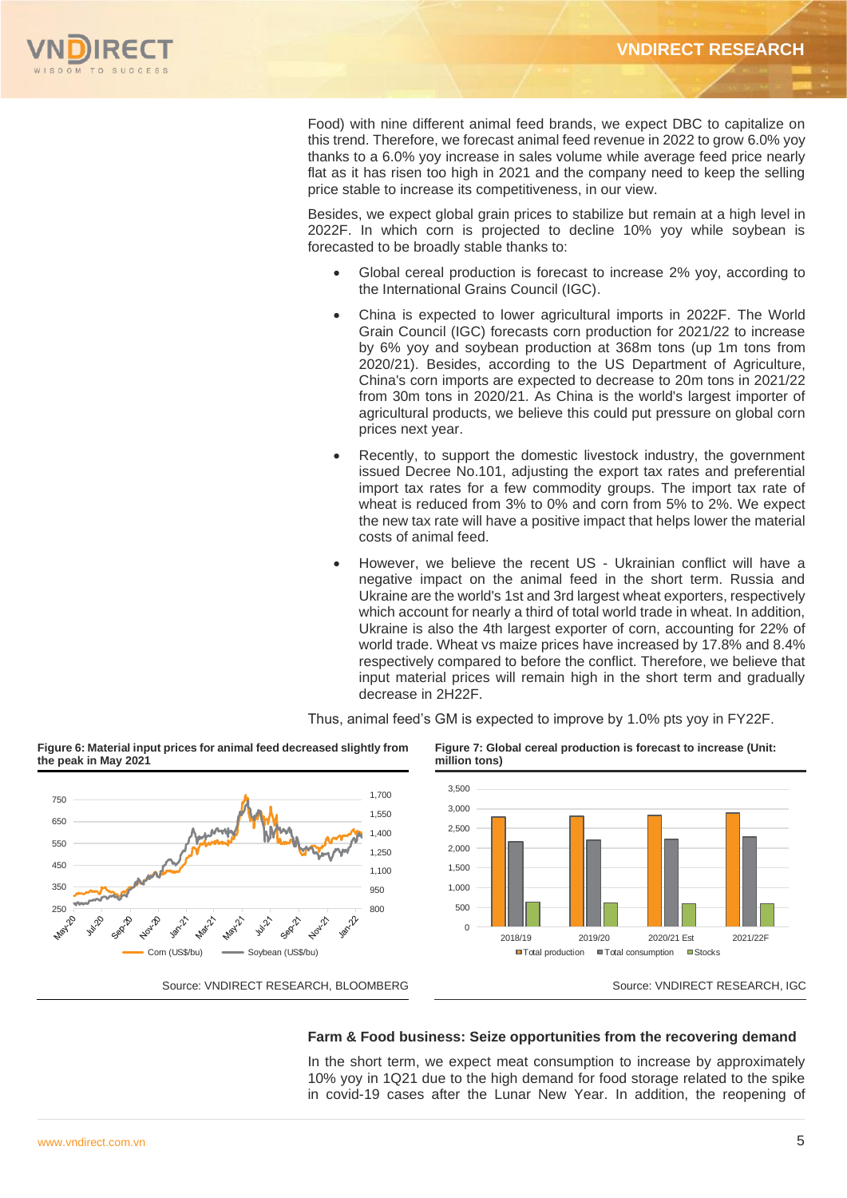Food) with nine different animal feed brands, we expect DBC to capitalize on this trend. Therefore, we forecast animal feed revenue in 2022 to grow 6.0% yoy thanks to a 6.0% yoy increase in sales volume while average feed price nearly flat as it has risen too high in 2021 and the company need to keep the selling price stable to increase its competitiveness, in our view.

Besides, we expect global grain prices to stabilize but remain at a high level in 2022F. In which corn is projected to decline 10% yoy while soybean is forecasted to be broadly stable thanks to:

- Global cereal production is forecast to increase 2% yoy, according to the International Grains Council (IGC).
- China is expected to lower agricultural imports in 2022F. The World Grain Council (IGC) forecasts corn production for 2021/22 to increase by 6% yoy and soybean production at 368m tons (up 1m tons from 2020/21). Besides, according to the US Department of Agriculture, China's corn imports are expected to decrease to 20m tons in 2021/22 from 30m tons in 2020/21. As China is the world's largest importer of agricultural products, we believe this could put pressure on global corn prices next year.
- Recently, to support the domestic livestock industry, the government issued Decree No.101, adjusting the export tax rates and preferential import tax rates for a few commodity groups. The import tax rate of wheat is reduced from 3% to 0% and corn from 5% to 2%. We expect the new tax rate will have a positive impact that helps lower the material costs of animal feed.
- However, we believe the recent US - Ukrainian conflict will have a negative impact on the animal feed in the short term. Russia and Ukraine are the world's 1st and 3rd largest wheat exporters, respectively which account for nearly a third of total world trade in wheat. In addition, Ukraine is also the 4th largest exporter of corn, accounting for 22% of world trade. Wheat vs maize prices have increased by 17.8% and 8.4% respectively compared to before the conflict. Therefore, we believe that input material prices will remain high in the short term and gradually decrease in 2H22F.

Thus, animal feed's GM is expected to improve by 1.0% pts yoy in FY22F.

**Figure 6: Material input prices for animal feed decreased slightly from the peak in May 2021**

Source: VNDIRECT RESEARCH, BLOOMBERG

**Figure 7: Global cereal production is forecast to increase (Unit: million tons)**

Source: VNDIRECT RESEARCH, IGC

### Farm & Food business: Seize opportunities from the recovering demand

In the short term, we expect meat consumption to increase by approximately 10% yoy in 1Q21 due to the high demand for food storage related to the spike in covid-19 cases after the Lunar New Year. In addition, the reopening of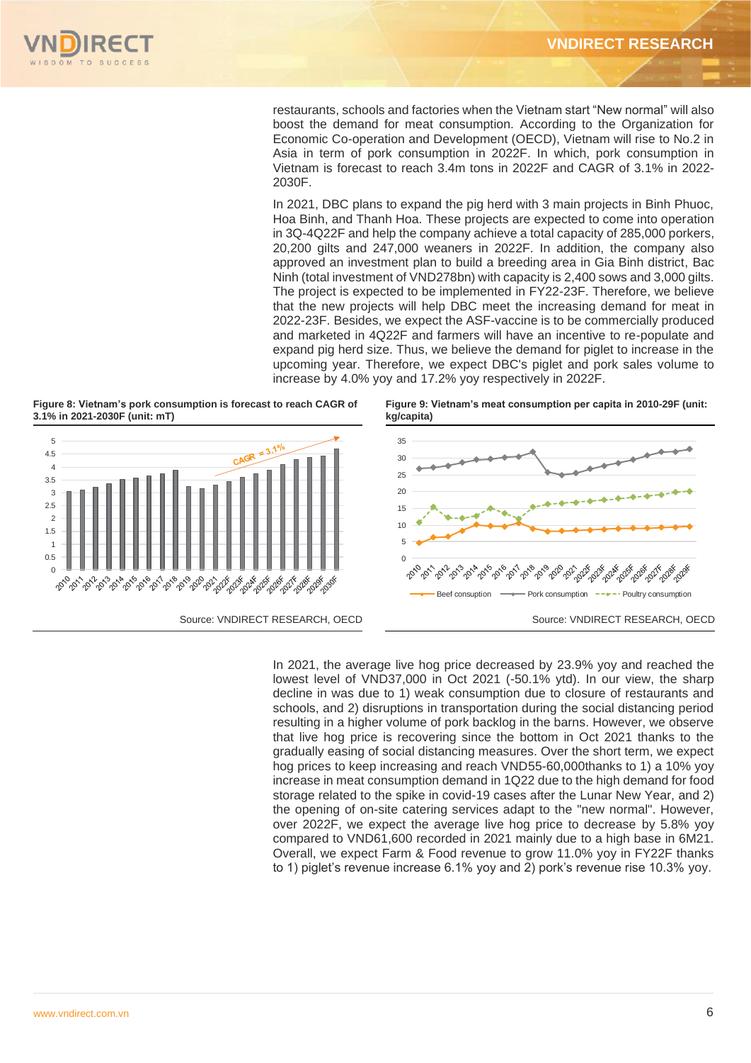restaurants, schools and factories when the Vietnam start "New normal" will also boost the demand for meat consumption. According to the Organization for Economic Co-operation and Development (OECD), Vietnam will rise to No.2 in Asia in term of pork consumption in 2022F. In which, pork consumption in Vietnam is forecast to reach 3.4m tons in 2022F and CAGR of 3.1% in 2022-2030F.

In 2021, DBC plans to expand the pig herd with 3 main projects in Binh Phuoc, Hoa Binh, and Thanh Hoa. These projects are expected to come into operation in 3Q-4Q22F and help the company achieve a total capacity of 285,000 porkers, 20,200 gilts and 247,000 weaners in 2022F. In addition, the company also approved an investment plan to build a breeding area in Gia Binh district, Bac Ninh (total investment of VND278bn) with capacity is 2,400 sows and 3,000 gilts. The project is expected to be implemented in FY22-23F. Therefore, we believe that the new projects will help DBC meet the increasing demand for meat in 2022-23F. Besides, we expect the ASF-vaccine is to be commercially produced and marketed in 4Q22F and farmers will have an incentive to re-populate and expand pig herd size. Thus, we believe the demand for piglet to increase in the upcoming year. Therefore, we expect DBC's piglet and pork sales volume to increase by 4.0% yoy and 17.2% yoy respectively in 2022F.

**Figure 8: Vietnam's pork consumption is forecast to reach CAGR of 3.1% in 2021-2030F (unit: mT)**

Source: VNDIRECT RESEARCH, OECD

**Figure 9: Vietnam's meat consumption per capita in 2010-29F (unit: kg/capita)**

Source: VNDIRECT RESEARCH, OECD

In 2021, the average live hog price decreased by 23.9% yoy and reached the lowest level of VND37,000 in Oct 2021 (-50.1% ytd). In our view, the sharp decline in was due to 1) weak consumption due to closure of restaurants and schools, and 2) disruptions in transportation during the social distancing period resulting in a higher volume of pork backlog in the barns. However, we observe that live hog price is recovering since the bottom in Oct 2021 thanks to the gradually easing of social distancing measures. Over the short term, we expect hog prices to keep increasing and reach VND55-60,000thanks to 1) a 10% yoy increase in meat consumption demand in 1Q22 due to the high demand for food storage related to the spike in covid-19 cases after the Lunar New Year, and 2) the opening of on-site catering services adapt to the "new normal". However, over 2022F, we expect the average live hog price to decrease by 5.8% yoy compared to VND61,600 recorded in 2021 mainly due to a high base in 6M21. Overall, we expect Farm & Food revenue to grow 11.0% yoy in FY22F thanks to 1) piglet's revenue increase 6.1% yoy and 2) pork's revenue rise 10.3% yoy.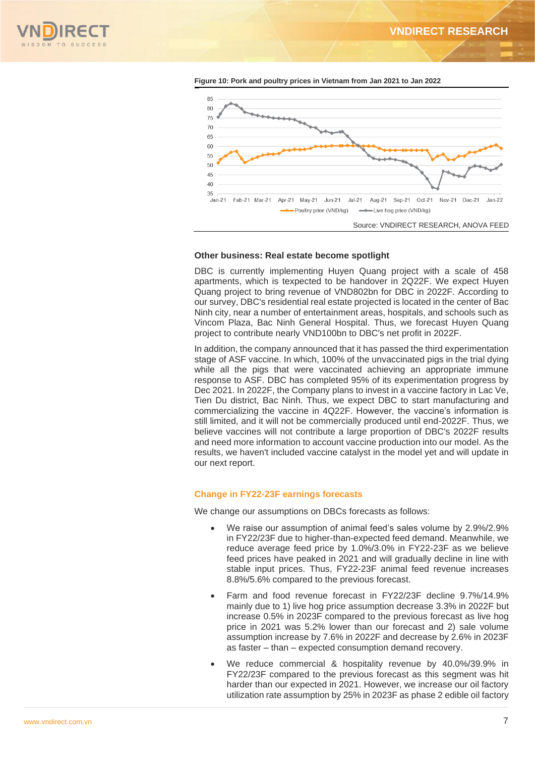**Figure 10: Pork and poultry prices in Vietnam from Jan 2021 to Jan 2022**

Source: VNDIRECT RESEARCH, ANOVA FEED

**Other business: Real estate become spotlight**

DBC is currently implementing Huyen Quang project with a scale of 458 apartments, which is texpected to be handover in 2Q22F. We expect Huyen Quang project to bring revenue of VND802bn for DBC in 2022F. According to our survey, DBC's residential real estate projected is located in the center of Bac Ninh city, near a number of entertainment areas, hospitals, and schools such as Vincom Plaza, Bac Ninh General Hospital. Thus, we forecast Huyen Quang project to contribute nearly VND100bn to DBC's net profit in 2022F.

In addition, the company announced that it has passed the third experimentation stage of ASF vaccine. In which, 100% of the unvaccinated pigs in the trial dying while all the pigs that were vaccinated achieving an appropriate immune response to ASF. DBC has completed 95% of its experimentation progress by Dec 2021. In 2022F, the Company plans to invest in a vaccine factory in Lac Ve, Tien Du district, Bac Ninh. Thus, we expect DBC to start manufacturing and commercializing the vaccine in 4Q22F. However, the vaccine's information is still limited, and it will not be commercially produced until end-2022F. Thus, we believe vaccines will not contribute a large proportion of DBC's 2022F results and need more information to account vaccine production into our model. As the results, we haven't included vaccine catalyst in the model yet and will update in our next report.

## Change in FY22-23F earnings forecasts

We change our assumptions on DBCs forecasts as follows:

- We raise our assumption of animal feed's sales volume by 2.9%/2.9% in FY22/23F due to higher-than-expected feed demand. Meanwhile, we reduce average feed price by 1.0%/3.0% in FY22-23F as we believe feed prices have peaked in 2021 and will gradually decline in line with stable input prices. Thus, FY22-23F animal feed revenue increases 8.8%/5.6% compared to the previous forecast.
- Farm and food revenue forecast in FY22/23F decline 9.7%/14.9% mainly due to 1) live hog price assumption decrease 3.3% in 2022F but increase 0.5% in 2023F compared to the previous forecast as live hog price in 2021 was 5.2% lower than our forecast and 2) sale volume assumption increase by 7.6% in 2022F and decrease by 2.6% in 2023F as faster – than – expected consumption demand recovery.
- We reduce commercial & hospitality revenue by 40.0%/39.9% in FY22/23F compared to the previous forecast as this segment was hit harder than our expected in 2021. However, we increase our oil factory utilization rate assumption by 25% in 2023F as phase 2 edible oil factory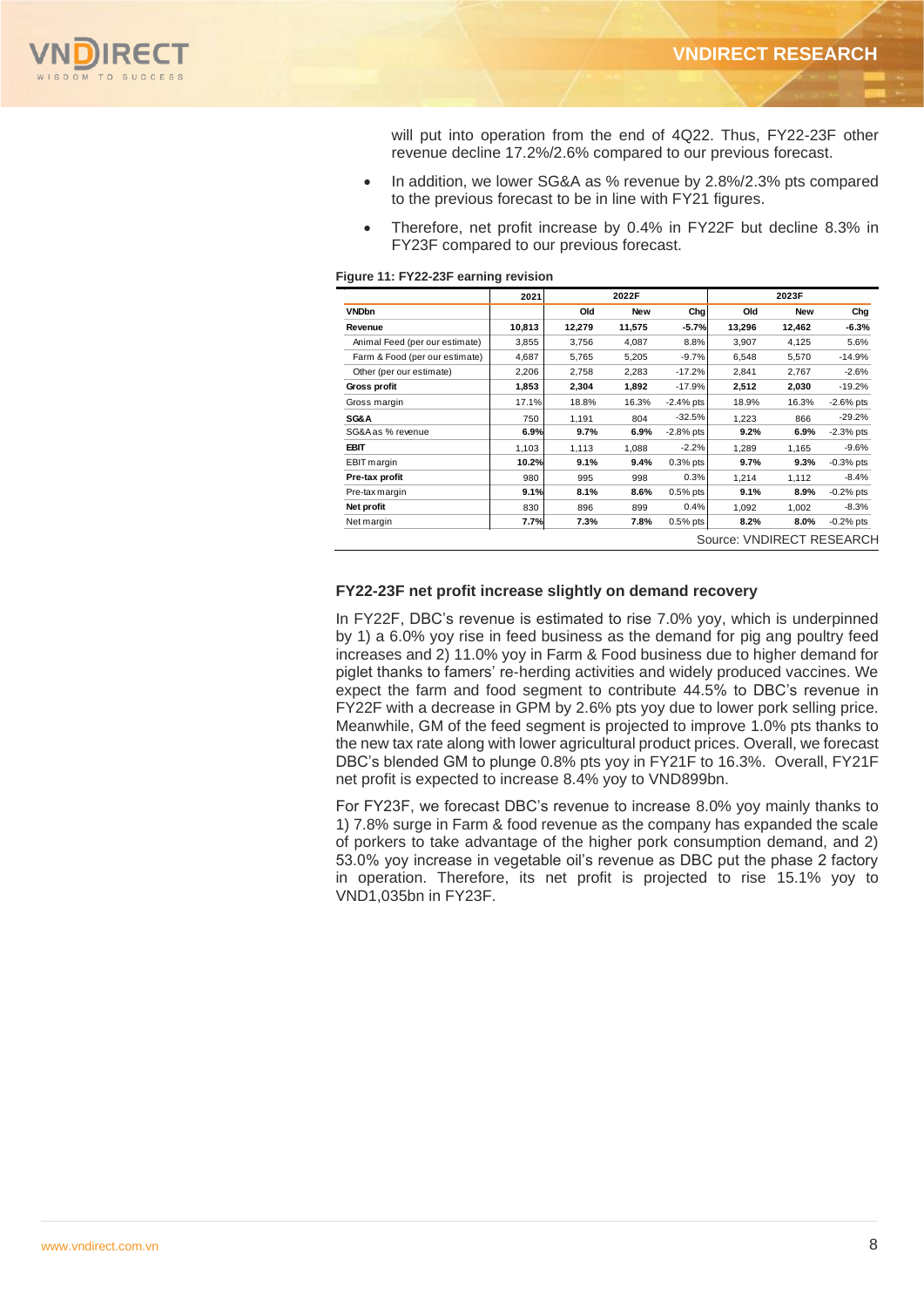will put into operation from the end of 4Q22. Thus, FY22-23F other revenue decline 17.2%/2.6% compared to our previous forecast.

- In addition, we lower SG&A as % revenue by 2.8%/2.3% pts compared to the previous forecast to be in line with FY21 figures.
- Therefore, net profit increase by 0.4% in FY22F but decline 8.3% in FY23F compared to our previous forecast.

**Figure 11: FY22-23F earning revision**

| | 2021 | 2022F | | | 2023F | | |
|---|---|---|---|---|---|---|---|
| **VNDbn** | | **Old** | **New** | **Chg** | **Old** | **New** | **Chg** |
| **Revenue** | **10,813** | **12,279** | **11,575** | **-5.7%** | **13,296** | **12,462** | **-6.3%** |
| Animal Feed (per our estimate) | 3,855 | 3,756 | 4,087 | 8.8% | 3,907 | 4,125 | 5.6% |
| Farm & Food (per our estimate) | 4,687 | 5,765 | 5,205 | -9.7% | 6,548 | 5,570 | -14.9% |
| Other (per our estimate) | 2,206 | 2,758 | 2,283 | -17.2% | 2,841 | 2,767 | -2.6% |
| **Gross profit** | **1,853** | **2,304** | **1,892** | **-17.9%** | **2,512** | **2,030** | **-19.2%** |
| Gross margin | 17.1% | 18.8% | 16.3% | -2.4% pts | 18.9% | 16.3% | -2.6% pts |
| **SG&A** | 750 | 1,191 | 804 | -32.5% | 1,223 | 866 | -29.2% |
| SG&A as % revenue | **6.9%** | **9.7%** | **6.9%** | -2.8% pts | **9.2%** | **6.9%** | -2.3% pts |
| **EBIT** | 1,103 | 1,113 | 1,088 | -2.2% | 1,289 | 1,165 | -9.6% |
| EBIT margin | **10.2%** | 9.1% | **9.4%** | 0.3% pts | **9.7%** | **9.3%** | -0.3% pts |
| **Pre-tax profit** | 980 | 995 | 998 | 0.3% | 1,214 | 1,112 | -8.4% |
| Pre-tax margin | **9.1%** | **8.1%** | **8.6%** | 0.5% pts | **9.1%** | **8.9%** | -0.2% pts |
| **Net profit** | 830 | 896 | 899 | 0.4% | 1,092 | 1,002 | -8.3% |
| Net margin | **7.7%** | **7.3%** | **7.8%** | 0.5% pts | **8.2%** | **8.0%** | -0.2% pts |

Source: VNDIRECT RESEARCH

### FY22-23F net profit increase slightly on demand recovery

In FY22F, DBC's revenue is estimated to rise 7.0% yoy, which is underpinned by 1) a 6.0% yoy rise in feed business as the demand for pig ang poultry feed increases and 2) 11.0% yoy in Farm & Food business due to higher demand for piglet thanks to famers' re-herding activities and widely produced vaccines. We expect the farm and food segment to contribute 44.5% to DBC's revenue in FY22F with a decrease in GPM by 2.6% pts yoy due to lower pork selling price. Meanwhile, GM of the feed segment is projected to improve 1.0% pts thanks to the new tax rate along with lower agricultural product prices. Overall, we forecast DBC's blended GM to plunge 0.8% pts yoy in FY21F to 16.3%. Overall, FY21F net profit is expected to increase 8.4% yoy to VND899bn.

For FY23F, we forecast DBC's revenue to increase 8.0% yoy mainly thanks to 1) 7.8% surge in Farm & food revenue as the company has expanded the scale of porkers to take advantage of the higher pork consumption demand, and 2) 53.0% yoy increase in vegetable oil's revenue as DBC put the phase 2 factory in operation. Therefore, its net profit is projected to rise 15.1% yoy to VND1,035bn in FY23F.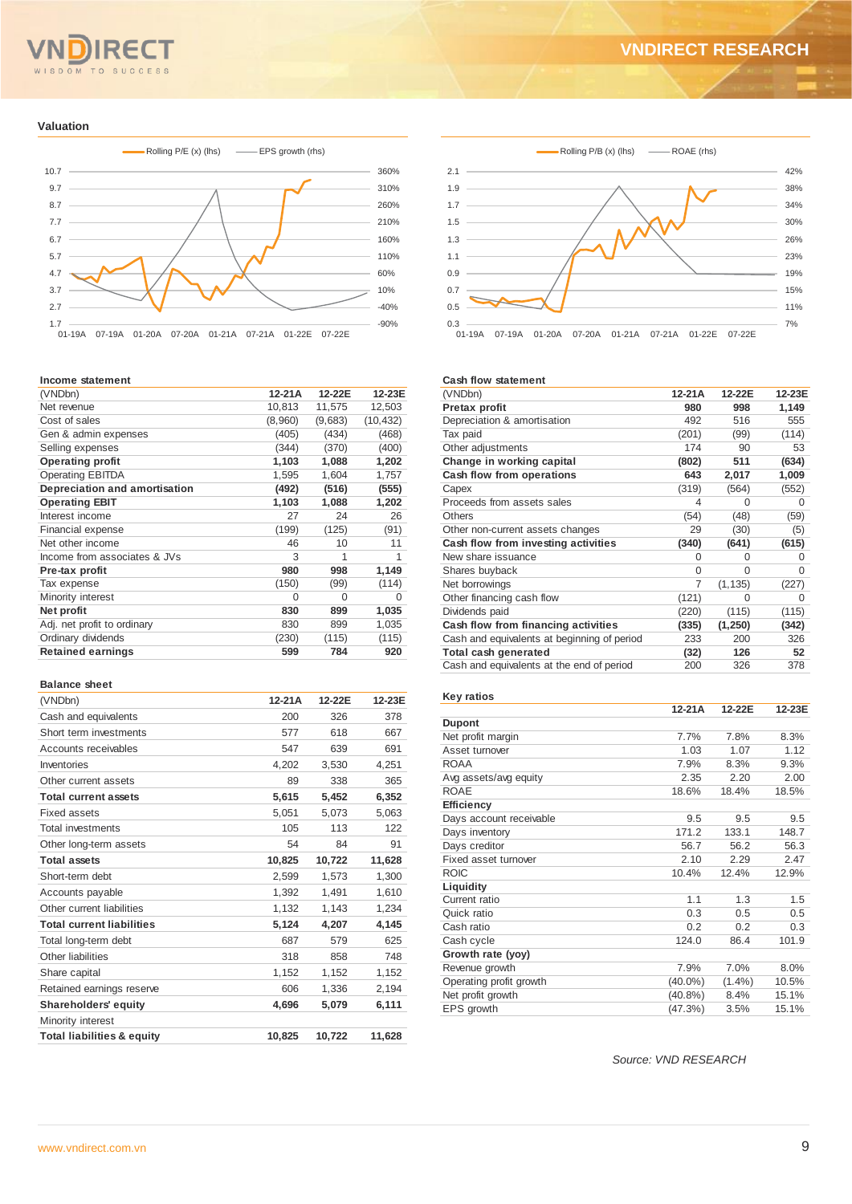## Valuation

Rolling P/E (x) (lhs) — EPS growth (rhs)

Rolling P/B (x) (lhs) — ROAE (rhs)

### Income statement

| (VNDbn) | 12-21A | 12-22E | 12-23E |
|---|---|---|---|
| Net revenue | 10,813 | 11,575 | 12,503 |
| Cost of sales | (8,960) | (9,683) | (10,432) |
| Gen & admin expenses | (405) | (434) | (468) |
| Selling expenses | (344) | (370) | (400) |
| **Operating profit** | **1,103** | **1,088** | **1,202** |
| Operating EBITDA | 1,595 | 1,604 | 1,757 |
| **Depreciation and amortisation** | **(492)** | **(516)** | **(555)** |
| **Operating EBIT** | **1,103** | **1,088** | **1,202** |
| Interest income | 27 | 24 | 26 |
| Financial expense | (199) | (125) | (91) |
| Net other income | 46 | 10 | 11 |
| Income from associates & JVs | 3 | 1 | 1 |
| **Pre-tax profit** | **980** | **998** | **1,149** |
| Tax expense | (150) | (99) | (114) |
| Minority interest | 0 | 0 | 0 |
| **Net profit** | **830** | **899** | **1,035** |
| Adj. net profit to ordinary | 830 | 899 | 1,035 |
| Ordinary dividends | (230) | (115) | (115) |
| **Retained earnings** | **599** | **784** | **920** |

### Cash flow statement

| (VNDbn) | 12-21A | 12-22E | 12-23E |
|---|---|---|---|
| **Pretax profit** | **980** | **998** | **1,149** |
| Depreciation & amortisation | 492 | 516 | 555 |
| Tax paid | (201) | (99) | (114) |
| Other adjustments | 174 | 90 | 53 |
| **Change in working capital** | **(802)** | **511** | **(634)** |
| **Cash flow from operations** | **643** | **2,017** | **1,009** |
| Capex | (319) | (564) | (552) |
| Proceeds from assets sales | 4 | 0 | 0 |
| Others | (54) | (48) | (59) |
| Other non-current assets changes | 29 | (30) | (5) |
| **Cash flow from investing activities** | **(340)** | **(641)** | **(615)** |
| New share issuance | 0 | 0 | 0 |
| Shares buyback | 0 | 0 | 0 |
| Net borrowings | 7 | (1,135) | (227) |
| Other financing cash flow | (121) | 0 | 0 |
| Dividends paid | (220) | (115) | (115) |
| **Cash flow from financing activities** | **(335)** | **(1,250)** | **(342)** |
| Cash and equivalents at beginning of period | 233 | 200 | 326 |
| **Total cash generated** | **(32)** | **126** | **52** |
| Cash and equivalents at the end of period | 200 | 326 | 378 |

### Balance sheet

| (VNDbn) | 12-21A | 12-22E | 12-23E |
|---|---|---|---|
| Cash and equivalents | 200 | 326 | 378 |
| Short term investments | 577 | 618 | 667 |
| Accounts receivables | 547 | 639 | 691 |
| Inventories | 4,202 | 3,530 | 4,251 |
| Other current assets | 89 | 338 | 365 |
| **Total current assets** | **5,615** | **5,452** | **6,352** |
| Fixed assets | 5,051 | 5,073 | 5,063 |
| Total investments | 105 | 113 | 122 |
| Other long-term assets | 54 | 84 | 91 |
| **Total assets** | **10,825** | **10,722** | **11,628** |
| Short-term debt | 2,599 | 1,573 | 1,300 |
| Accounts payable | 1,392 | 1,491 | 1,610 |
| Other current liabilities | 1,132 | 1,143 | 1,234 |
| **Total current liabilities** | **5,124** | **4,207** | **4,145** |
| Total long-term debt | 687 | 579 | 625 |
| Other liabilities | 318 | 858 | 748 |
| Share capital | 1,152 | 1,152 | 1,152 |
| Retained earnings reserve | 606 | 1,336 | 2,194 |
| **Shareholders' equity** | **4,696** | **5,079** | **6,111** |
| Minority interest | | | |
| **Total liabilities & equity** | **10,825** | **10,722** | **11,628** |

### Key ratios

| | 12-21A | 12-22E | 12-23E |
|---|---|---|---|
| **Dupont** | | | |
| Net profit margin | 7.7% | 7.8% | 8.3% |
| Asset turnover | 1.03 | 1.07 | 1.12 |
| ROAA | 7.9% | 8.3% | 9.3% |
| Avg assets/avg equity | 2.35 | 2.20 | 2.00 |
| ROAE | 18.6% | 18.4% | 18.5% |
| **Efficiency** | | | |
| Days account receivable | 9.5 | 9.5 | 9.5 |
| Days inventory | 171.2 | 133.1 | 148.7 |
| Days creditor | 56.7 | 56.2 | 56.3 |
| Fixed asset turnover | 2.10 | 2.29 | 2.47 |
| ROIC | 10.4% | 12.4% | 12.9% |
| **Liquidity** | | | |
| Current ratio | 1.1 | 1.3 | 1.5 |
| Quick ratio | 0.3 | 0.5 | 0.5 |
| Cash ratio | 0.2 | 0.2 | 0.3 |
| Cash cycle | 124.0 | 86.4 | 101.9 |
| **Growth rate (yoy)** | | | |
| Revenue growth | 7.9% | 7.0% | 8.0% |
| Operating profit growth | (40.0%) | (1.4%) | 10.5% |
| Net profit growth | (40.8%) | 8.4% | 15.1% |
| EPS growth | (47.3%) | 3.5% | 15.1% |

*Source: VND RESEARCH*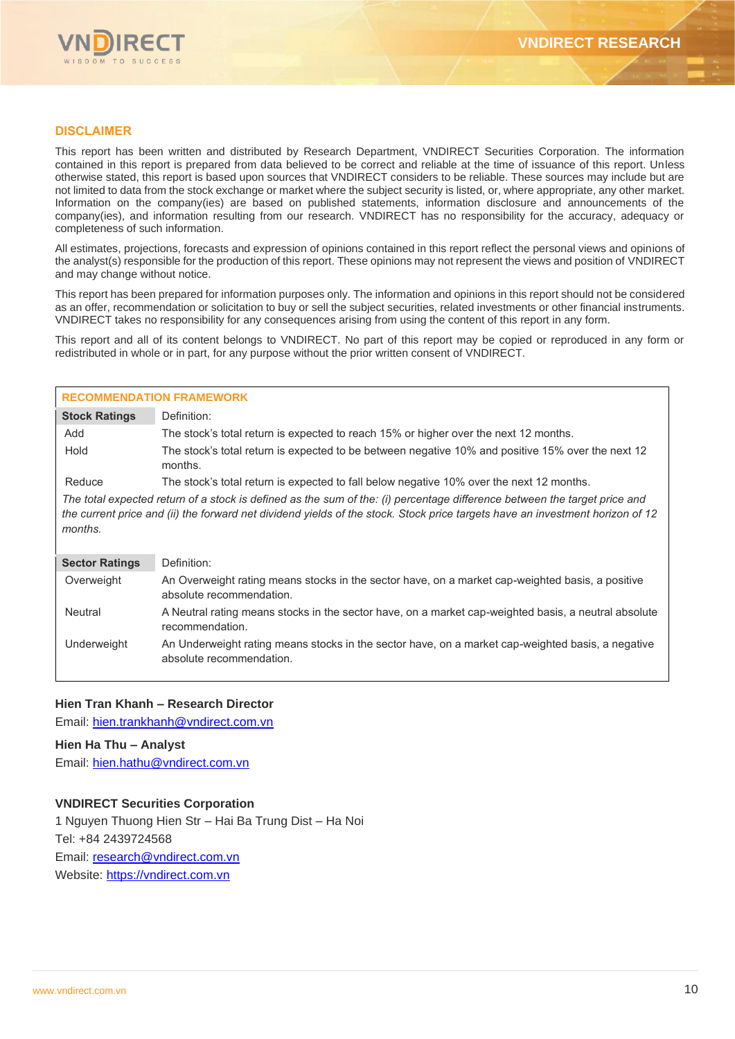## DISCLAIMER

This report has been written and distributed by Research Department, VNDIRECT Securities Corporation. The information contained in this report is prepared from data believed to be correct and reliable at the time of issuance of this report. Unless otherwise stated, this report is based upon sources that VNDIRECT considers to be reliable. These sources may include but are not limited to data from the stock exchange or market where the subject security is listed, or, where appropriate, any other market. Information on the company(ies) are based on published statements, information disclosure and announcements of the company(ies), and information resulting from our research. VNDIRECT has no responsibility for the accuracy, adequacy or completeness of such information.

All estimates, projections, forecasts and expression of opinions contained in this report reflect the personal views and opinions of the analyst(s) responsible for the production of this report. These opinions may not represent the views and position of VNDIRECT and may change without notice.

This report has been prepared for information purposes only. The information and opinions in this report should not be considered as an offer, recommendation or solicitation to buy or sell the subject securities, related investments or other financial instruments. VNDIRECT takes no responsibility for any consequences arising from using the content of this report in any form.

This report and all of its content belongs to VNDIRECT. No part of this report may be copied or reproduced in any form or redistributed in whole or in part, for any purpose without the prior written consent of VNDIRECT.

### RECOMMENDATION FRAMEWORK

| **Stock Ratings** | Definition: |
|---|---|
| Add | The stock's total return is expected to reach 15% or higher over the next 12 months. |
| Hold | The stock's total return is expected to be between negative 10% and positive 15% over the next 12 months. |
| Reduce | The stock's total return is expected to fall below negative 10% over the next 12 months. |

*The total expected return of a stock is defined as the sum of the: (i) percentage difference between the target price and the current price and (ii) the forward net dividend yields of the stock. Stock price targets have an investment horizon of 12 months.*

| **Sector Ratings** | Definition: |
|---|---|
| Overweight | An Overweight rating means stocks in the sector have, on a market cap-weighted basis, a positive absolute recommendation. |
| Neutral | A Neutral rating means stocks in the sector have, on a market cap-weighted basis, a neutral absolute recommendation. |
| Underweight | An Underweight rating means stocks in the sector have, on a market cap-weighted basis, a negative absolute recommendation. |

**Hien Tran Khanh – Research Director**
Email: hien.trankhanh@vndirect.com.vn

**Hien Ha Thu – Analyst**
Email: hien.hathu@vndirect.com.vn

**VNDIRECT Securities Corporation**
1 Nguyen Thuong Hien Str – Hai Ba Trung Dist – Ha Noi
Tel: +84 2439724568
Email: research@vndirect.com.vn
Website: https://vndirect.com.vn